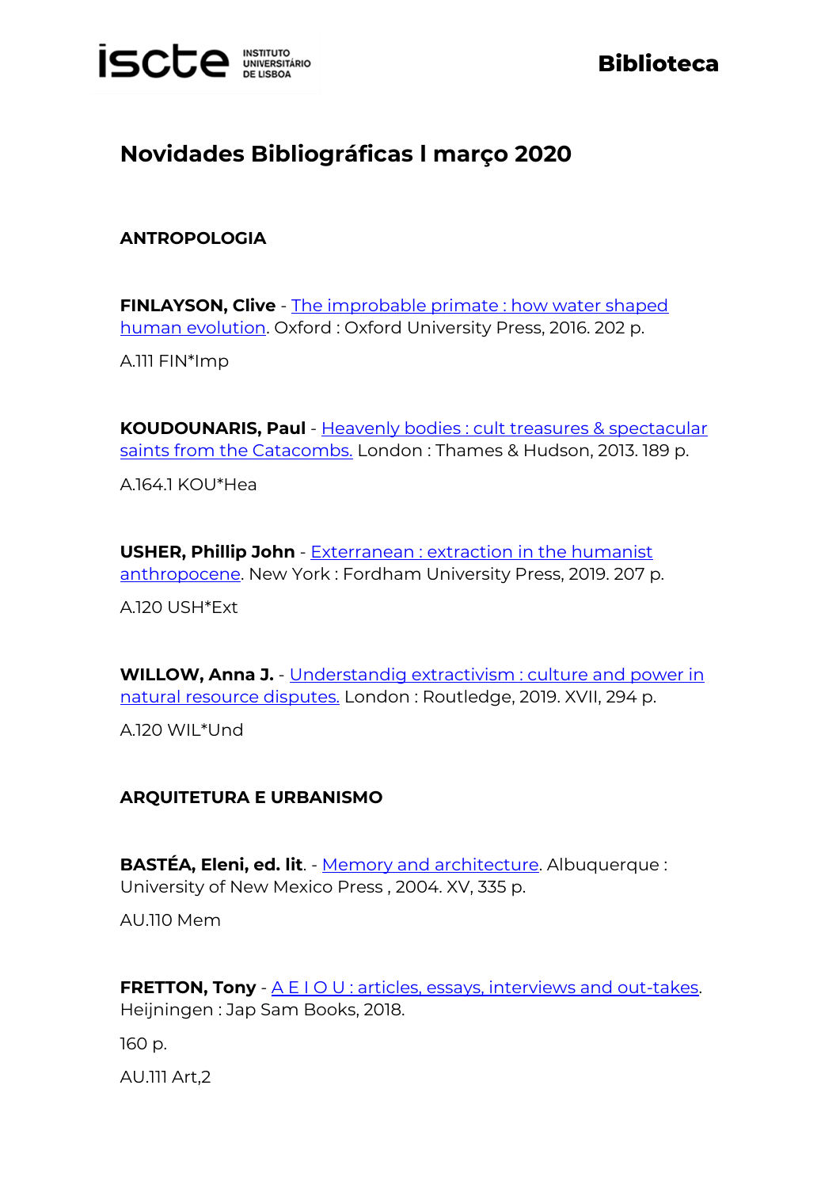# Novidades Bibliográficas l março 2020

## ANTROPOLOGIA

**FINLAYSON, Clive** - The improbable primate : how water shaped human evolution. Oxford : Oxford University Press, 2016. 202 p.

A.111 FIN*Imp

**KOUDOUNARIS, Paul** - Heavenly bodies : cult treasures & spectacular saints from the Catacombs. London : Thames & Hudson, 2013. 189 p.

A.164.1 KOU*Hea

**USHER, Phillip John** - Exterranean : extraction in the humanist anthropocene. New York : Fordham University Press, 2019. 207 p.

A.120 USH*Ext

**WILLOW, Anna J.** - Understandig extractivism : culture and power in natural resource disputes. London : Routledge, 2019. XVII, 294 p.

A.120 WIL*Und

## ARQUITETURA E URBANISMO

**BASTÉA, Eleni, ed. lit**. - Memory and architecture. Albuquerque : University of New Mexico Press , 2004. XV, 335 p.

AU.110 Mem

**FRETTON, Tony** - A E I O U : articles, essays, interviews and out-takes. Heijningen : Jap Sam Books, 2018.

160 p.

AU.111 Art,2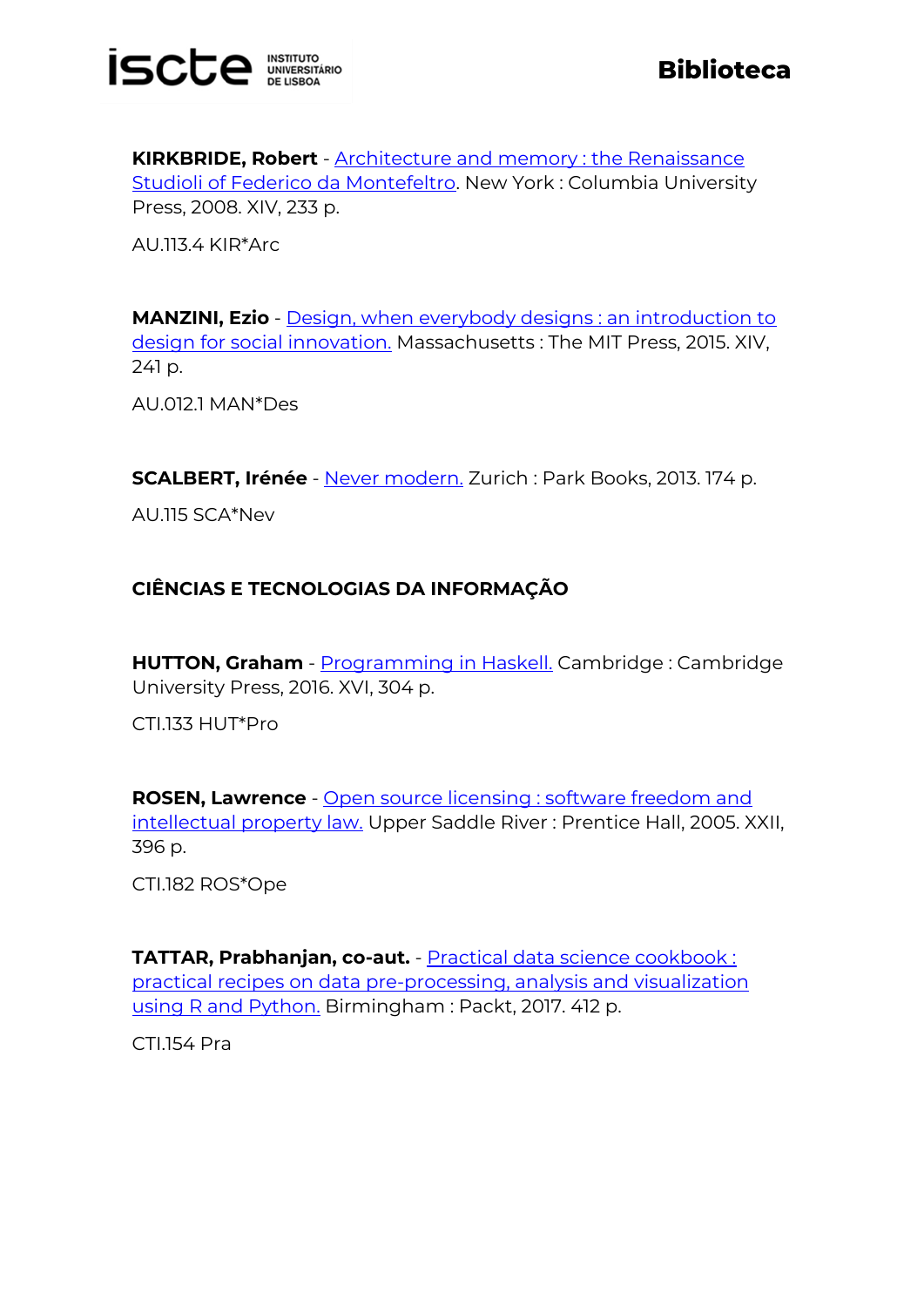**KIRKBRIDE, Robert** - Architecture and memory : the Renaissance Studioli of Federico da Montefeltro. New York : Columbia University Press, 2008. XIV, 233 p.

AU.113.4 KIR*Arc

**MANZINI, Ezio** - Design, when everybody designs : an introduction to design for social innovation. Massachusetts : The MIT Press, 2015. XIV, 241 p.

AU.012.1 MAN*Des

**SCALBERT, Irénée** - Never modern. Zurich : Park Books, 2013. 174 p.

AU.115 SCA*Nev

## CIÊNCIAS E TECNOLOGIAS DA INFORMAÇÃO

**HUTTON, Graham** - Programming in Haskell. Cambridge : Cambridge University Press, 2016. XVI, 304 p.

CTI.133 HUT*Pro

**ROSEN, Lawrence** - Open source licensing : software freedom and intellectual property law. Upper Saddle River : Prentice Hall, 2005. XXII, 396 p.

CTI.182 ROS*Ope

**TATTAR, Prabhanjan, co-aut.** - Practical data science cookbook : practical recipes on data pre-processing, analysis and visualization using R and Python. Birmingham : Packt, 2017. 412 p.

CTI.154 Pra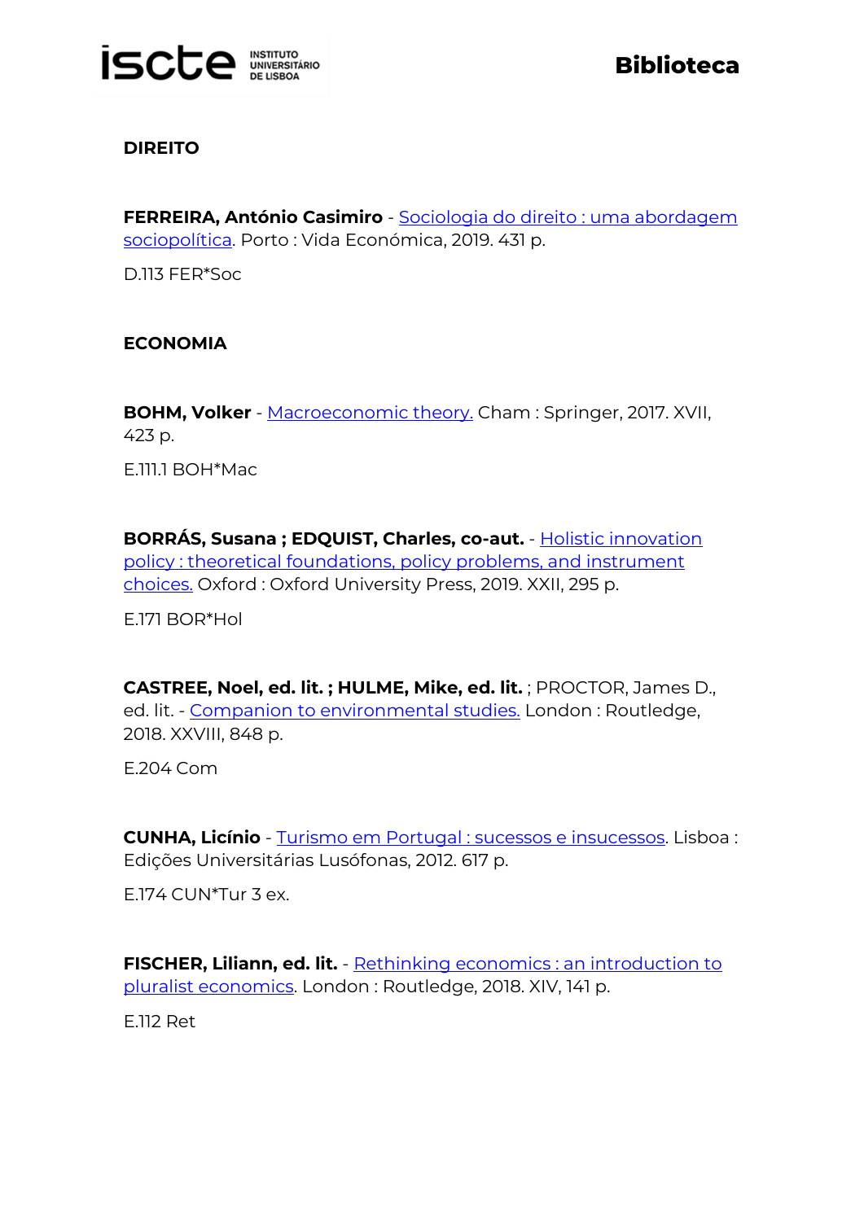## DIREITO

**FERREIRA, António Casimiro** - [Sociologia do direito : uma abordagem sociopolítica](). Porto : Vida Económica, 2019. 431 p.

D.113 FER*Soc

## ECONOMIA

**BOHM, Volker** - [Macroeconomic theory.]() Cham : Springer, 2017. XVII, 423 p.

E.111.1 BOH*Mac

**BORRÁS, Susana ; EDQUIST, Charles, co-aut.** - [Holistic innovation policy : theoretical foundations, policy problems, and instrument choices.]() Oxford : Oxford University Press, 2019. XXII, 295 p.

E.171 BOR*Hol

**CASTREE, Noel, ed. lit. ; HULME, Mike, ed. lit.** ; PROCTOR, James D., ed. lit. - [Companion to environmental studies.]() London : Routledge, 2018. XXVIII, 848 p.

E.204 Com

**CUNHA, Licínio** - [Turismo em Portugal : sucessos e insucessos](). Lisboa : Edições Universitárias Lusófonas, 2012. 617 p.

E.174 CUN*Tur 3 ex.

**FISCHER, Liliann, ed. lit.** - [Rethinking economics : an introduction to pluralist economics](). London : Routledge, 2018. XIV, 141 p.

E.112 Ret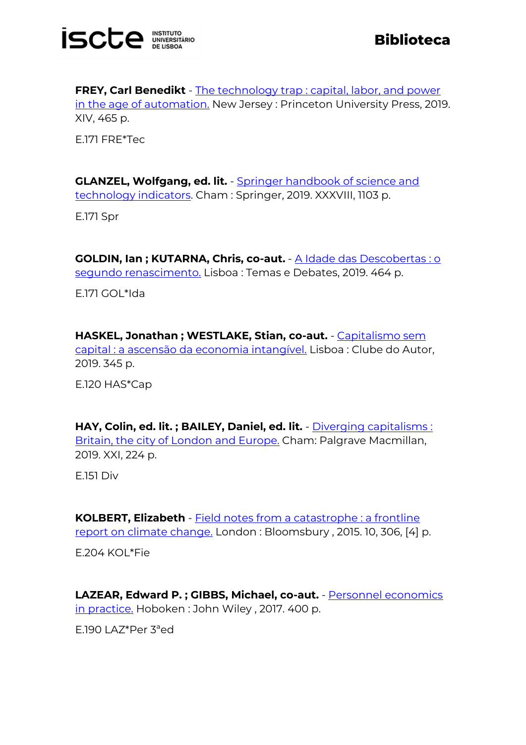**FREY, Carl Benedikt** - The technology trap : capital, labor, and power in the age of automation. New Jersey : Princeton University Press, 2019. XIV, 465 p.

E.171 FRE*Tec

**GLANZEL, Wolfgang, ed. lit.** - Springer handbook of science and technology indicators. Cham : Springer, 2019. XXXVIII, 1103 p.

E.171 Spr

**GOLDIN, Ian ; KUTARNA, Chris, co-aut.** - A Idade das Descobertas : o segundo renascimento. Lisboa : Temas e Debates, 2019. 464 p.

E.171 GOL*Ida

**HASKEL, Jonathan ; WESTLAKE, Stian, co-aut.** - Capitalismo sem capital : a ascensão da economia intangível. Lisboa : Clube do Autor, 2019. 345 p.

E.120 HAS*Cap

**HAY, Colin, ed. lit. ; BAILEY, Daniel, ed. lit.** - Diverging capitalisms : Britain, the city of London and Europe. Cham: Palgrave Macmillan, 2019. XXI, 224 p.

E.151 Div

**KOLBERT, Elizabeth** - Field notes from a catastrophe : a frontline report on climate change. London : Bloomsbury , 2015. 10, 306, [4] p.

E.204 KOL*Fie

**LAZEAR, Edward P. ; GIBBS, Michael, co-aut.** - Personnel economics in practice. Hoboken : John Wiley , 2017. 400 p.

E.190 LAZ*Per 3ªed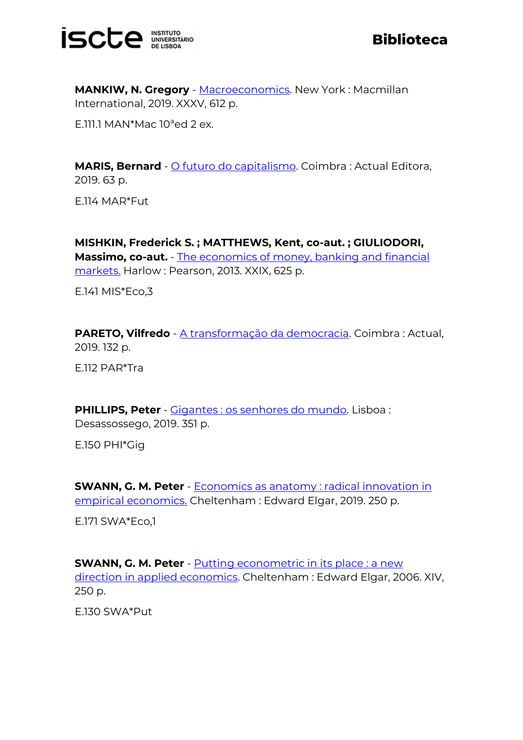**MANKIW, N. Gregory** - Macroeconomics. New York : Macmillan International, 2019. XXXV, 612 p.

E.111.1 MAN*Mac 10ªed 2 ex.

**MARIS, Bernard** - O futuro do capitalismo. Coimbra : Actual Editora, 2019. 63 p.

E.114 MAR*Fut

**MISHKIN, Frederick S. ; MATTHEWS, Kent, co-aut. ; GIULIODORI, Massimo, co-aut.** - The economics of money, banking and financial markets. Harlow : Pearson, 2013. XXIX, 625 p.

E.141 MIS*Eco,3

**PARETO, Vilfredo** - A transformação da democracia. Coimbra : Actual, 2019. 132 p.

E.112 PAR*Tra

**PHILLIPS, Peter** - Gigantes : os senhores do mundo. Lisboa : Desassossego, 2019. 351 p.

E.150 PHI*Gig

**SWANN, G. M. Peter** - Economics as anatomy : radical innovation in empirical economics. Cheltenham : Edward Elgar, 2019. 250 p.

E.171 SWA*Eco,1

**SWANN, G. M. Peter** - Putting econometric in its place : a new direction in applied economics. Cheltenham : Edward Elgar, 2006. XIV, 250 p.

E.130 SWA*Put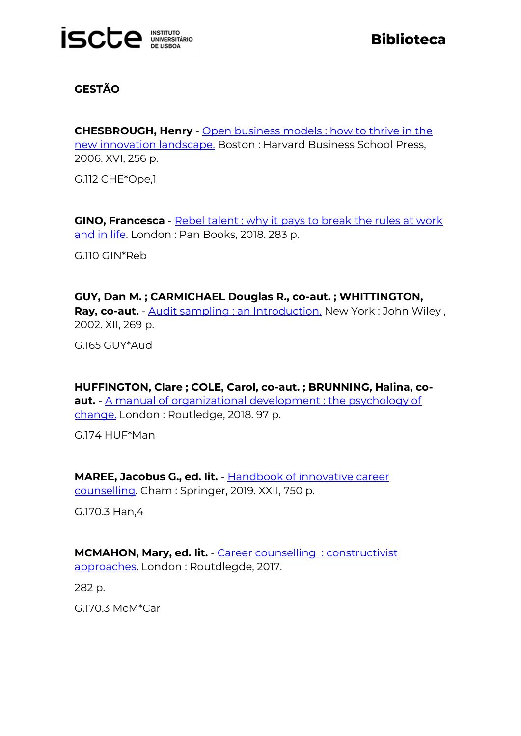## GESTÃO

**CHESBROUGH, Henry** - Open business models : how to thrive in the new innovation landscape. Boston : Harvard Business School Press, 2006. XVI, 256 p.

G.112 CHE*Ope,1

**GINO, Francesca** - Rebel talent : why it pays to break the rules at work and in life. London : Pan Books, 2018. 283 p.

G.110 GIN*Reb

**GUY, Dan M. ; CARMICHAEL Douglas R., co-aut. ; WHITTINGTON, Ray, co-aut.** - Audit sampling : an Introduction. New York : John Wiley , 2002. XII, 269 p.

G.165 GUY*Aud

**HUFFINGTON, Clare ; COLE, Carol, co-aut. ; BRUNNING, Halina, co-aut.** - A manual of organizational development : the psychology of change. London : Routledge, 2018. 97 p.

G.174 HUF*Man

**MAREE, Jacobus G., ed. lit.** - Handbook of innovative career counselling. Cham : Springer, 2019. XXII, 750 p.

G.170.3 Han,4

**MCMAHON, Mary, ed. lit.** - Career counselling : constructivist approaches. London : Routdlegde, 2017.

282 p.

G.170.3 McM*Car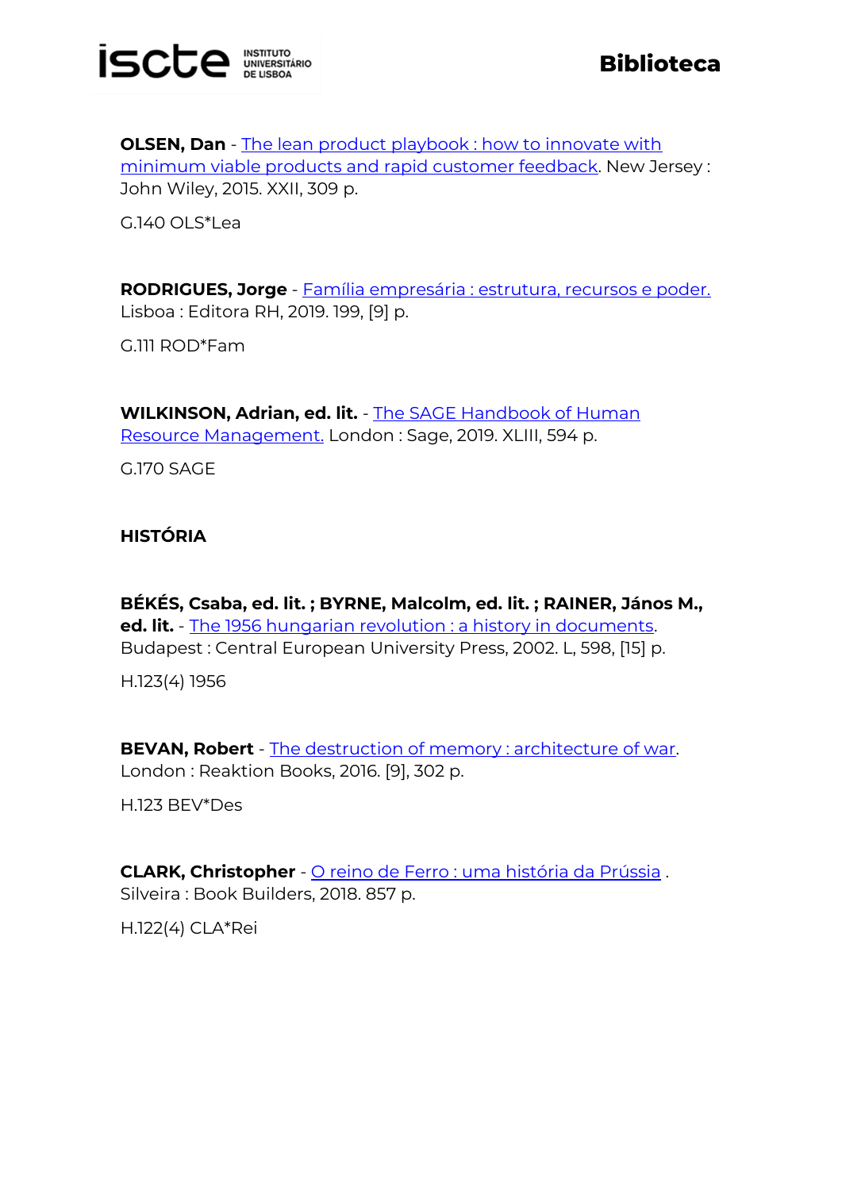**OLSEN, Dan** - The lean product playbook : how to innovate with minimum viable products and rapid customer feedback. New Jersey : John Wiley, 2015. XXII, 309 p.

G.140 OLS*Lea

**RODRIGUES, Jorge** - Família empresária : estrutura, recursos e poder. Lisboa : Editora RH, 2019. 199, [9] p.

G.111 ROD*Fam

**WILKINSON, Adrian, ed. lit.** - The SAGE Handbook of Human Resource Management. London : Sage, 2019. XLIII, 594 p.

G.170 SAGE

## HISTÓRIA

**BÉKÉS, Csaba, ed. lit. ; BYRNE, Malcolm, ed. lit. ; RAINER, János M., ed. lit.** - The 1956 hungarian revolution : a history in documents. Budapest : Central European University Press, 2002. L, 598, [15] p.

H.123(4) 1956

**BEVAN, Robert** - The destruction of memory : architecture of war. London : Reaktion Books, 2016. [9], 302 p.

H.123 BEV*Des

**CLARK, Christopher** - O reino de Ferro : uma história da Prússia . Silveira : Book Builders, 2018. 857 p.

H.122(4) CLA*Rei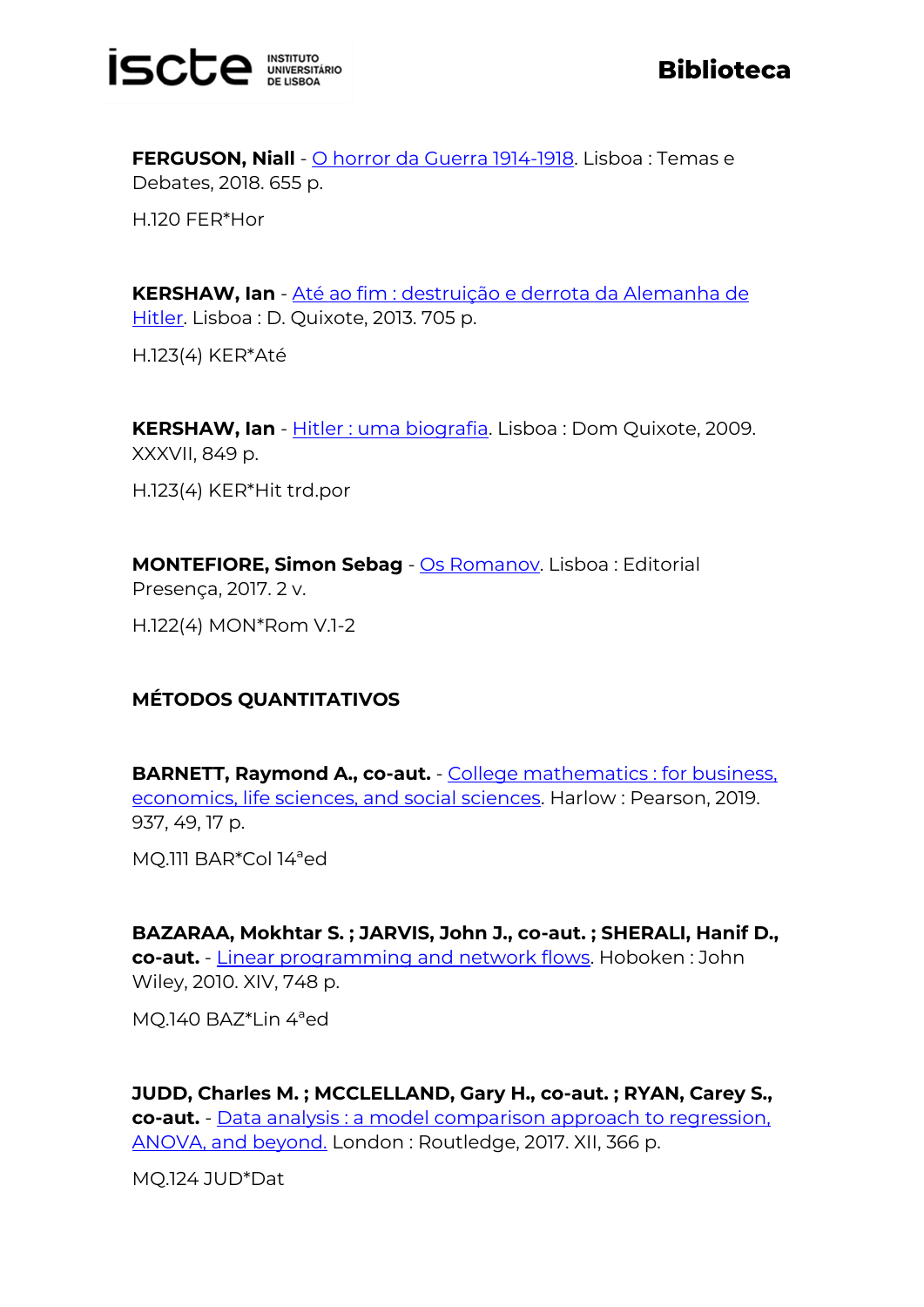**FERGUSON, Niall** - O horror da Guerra 1914-1918. Lisboa : Temas e Debates, 2018. 655 p.

H.120 FER*Hor

**KERSHAW, Ian** - Até ao fim : destruição e derrota da Alemanha de Hitler. Lisboa : D. Quixote, 2013. 705 p.

H.123(4) KER*Até

**KERSHAW, Ian** - Hitler : uma biografia. Lisboa : Dom Quixote, 2009. XXXVII, 849 p.

H.123(4) KER*Hit trd.por

**MONTEFIORE, Simon Sebag** - Os Romanov. Lisboa : Editorial Presença, 2017. 2 v.

H.122(4) MON*Rom V.1-2

**MÉTODOS QUANTITATIVOS**

**BARNETT, Raymond A., co-aut.** - College mathematics : for business, economics, life sciences, and social sciences. Harlow : Pearson, 2019. 937, 49, 17 p.

MQ.111 BAR*Col 14ªed

**BAZARAA, Mokhtar S. ; JARVIS, John J., co-aut. ; SHERALI, Hanif D., co-aut.** - Linear programming and network flows. Hoboken : John Wiley, 2010. XIV, 748 p.

MQ.140 BAZ*Lin 4ªed

**JUDD, Charles M. ; MCCLELLAND, Gary H., co-aut. ; RYAN, Carey S., co-aut.** - Data analysis : a model comparison approach to regression, ANOVA, and beyond. London : Routledge, 2017. XII, 366 p.

MQ.124 JUD*Dat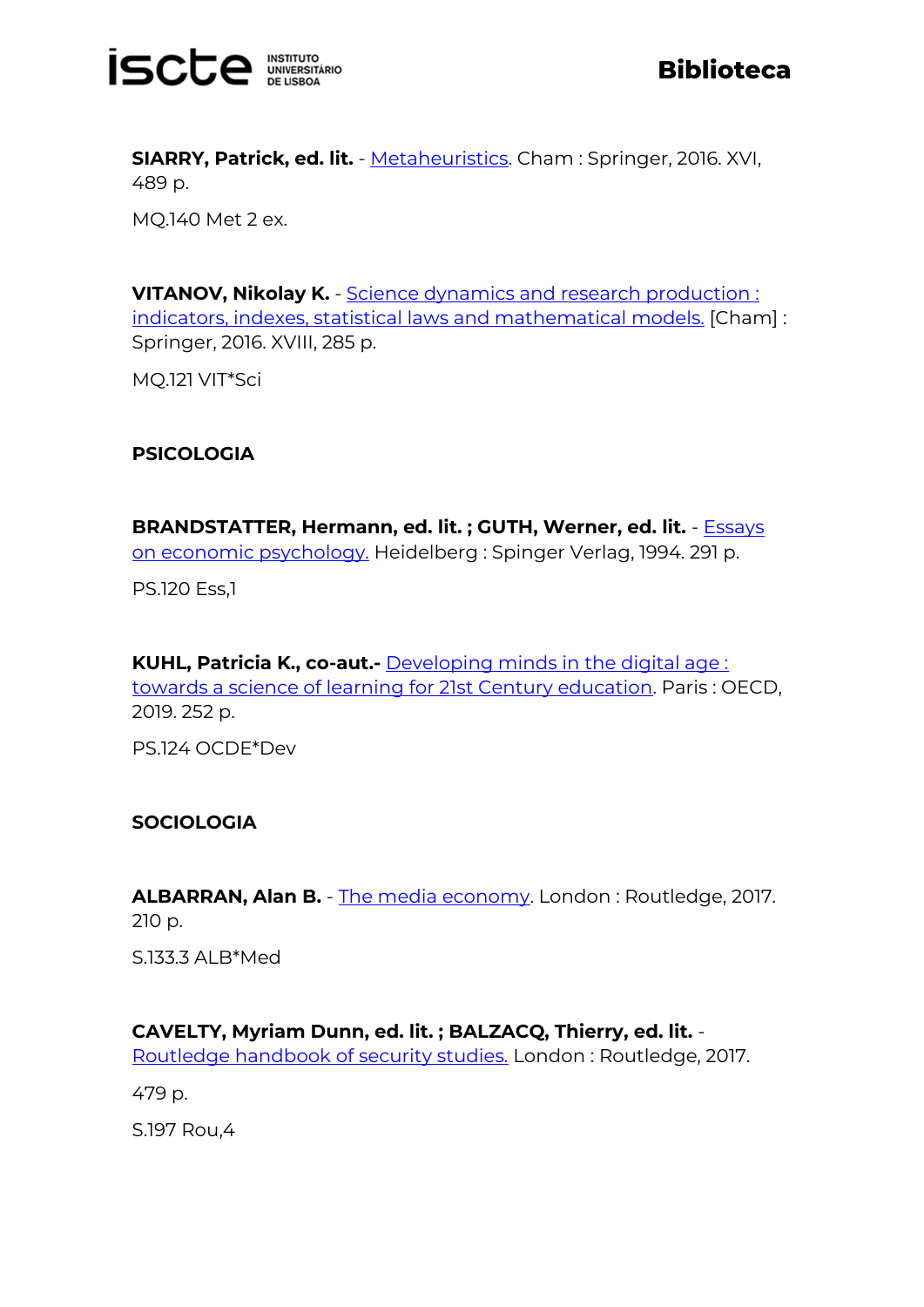**SIARRY, Patrick, ed. lit.** - Metaheuristics. Cham : Springer, 2016. XVI, 489 p.

MQ.140 Met 2 ex.

**VITANOV, Nikolay K.** - Science dynamics and research production : indicators, indexes, statistical laws and mathematical models. [Cham] : Springer, 2016. XVIII, 285 p.

MQ.121 VIT*Sci

**PSICOLOGIA**

**BRANDSTATTER, Hermann, ed. lit. ; GUTH, Werner, ed. lit.** - Essays on economic psychology. Heidelberg : Spinger Verlag, 1994. 291 p.

PS.120 Ess,1

**KUHL, Patricia K., co-aut.-** Developing minds in the digital age : towards a science of learning for 21st Century education. Paris : OECD, 2019. 252 p.

PS.124 OCDE*Dev

**SOCIOLOGIA**

**ALBARRAN, Alan B.** - The media economy. London : Routledge, 2017. 210 p.

S.133.3 ALB*Med

**CAVELTY, Myriam Dunn, ed. lit. ; BALZACQ, Thierry, ed. lit.** - Routledge handbook of security studies. London : Routledge, 2017.

479 p.

S.197 Rou,4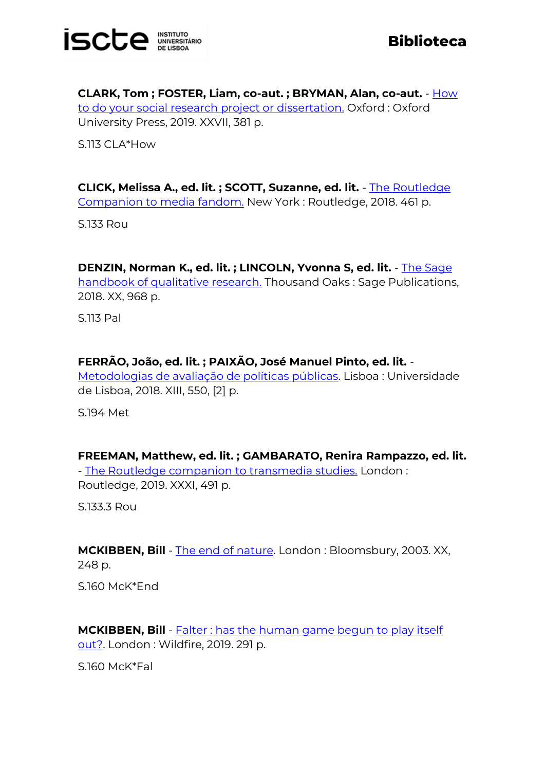**CLARK, Tom ; FOSTER, Liam, co-aut. ; BRYMAN, Alan, co-aut.** - How to do your social research project or dissertation. Oxford : Oxford University Press, 2019. XXVII, 381 p.

S.113 CLA*How

**CLICK, Melissa A., ed. lit. ; SCOTT, Suzanne, ed. lit.** - The Routledge Companion to media fandom. New York : Routledge, 2018. 461 p.

S.133 Rou

**DENZIN, Norman K., ed. lit. ; LINCOLN, Yvonna S, ed. lit.** - The Sage handbook of qualitative research. Thousand Oaks : Sage Publications, 2018. XX, 968 p.

S.113 Pal

**FERRÃO, João, ed. lit. ; PAIXÃO, José Manuel Pinto, ed. lit.** - Metodologias de avaliação de políticas públicas. Lisboa : Universidade de Lisboa, 2018. XIII, 550, [2] p.

S.194 Met

**FREEMAN, Matthew, ed. lit. ; GAMBARATO, Renira Rampazzo, ed. lit.** - The Routledge companion to transmedia studies. London : Routledge, 2019. XXXI, 491 p.

S.133.3 Rou

**MCKIBBEN, Bill** - The end of nature. London : Bloomsbury, 2003. XX, 248 p.

S.160 McK*End

**MCKIBBEN, Bill** - Falter : has the human game begun to play itself out?. London : Wildfire, 2019. 291 p.

S.160 McK*Fal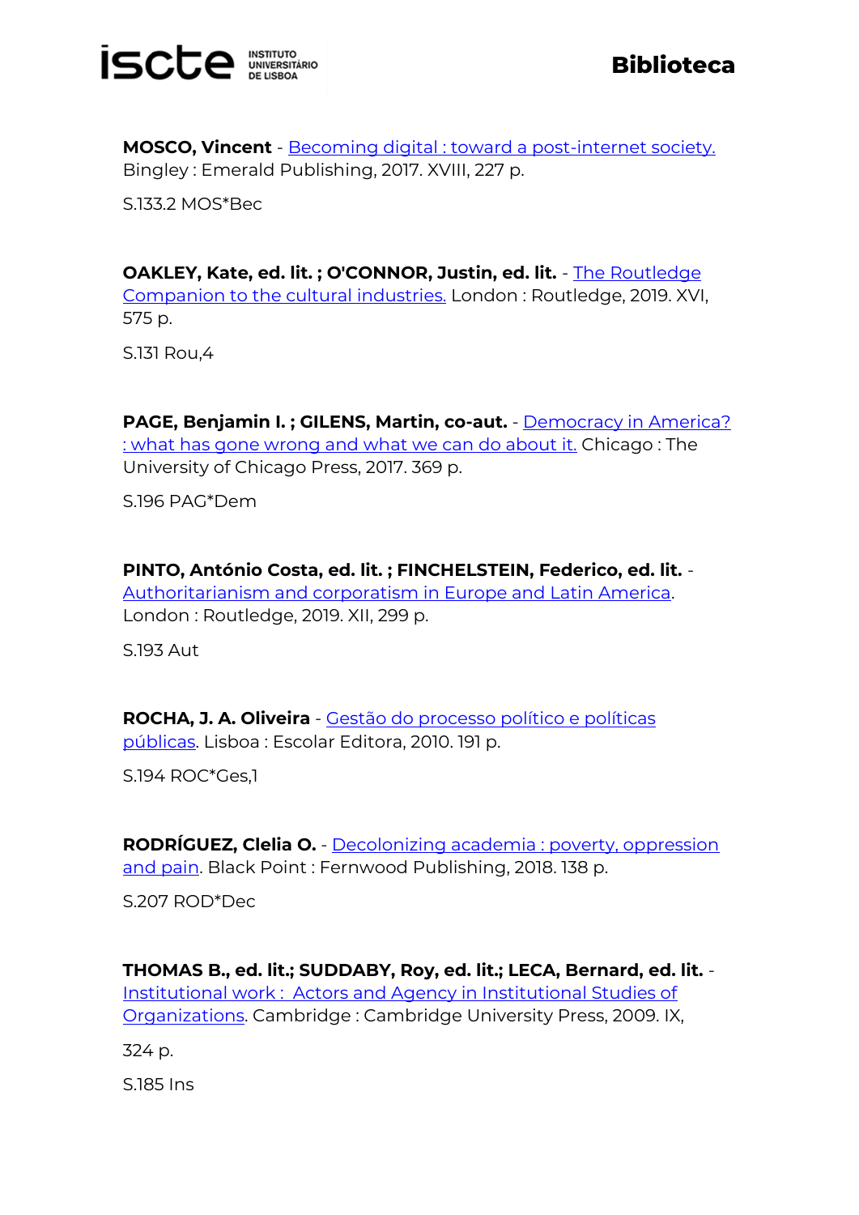**MOSCO, Vincent** - Becoming digital : toward a post-internet society. Bingley : Emerald Publishing, 2017. XVIII, 227 p.

S.133.2 MOS*Bec

**OAKLEY, Kate, ed. lit. ; O'CONNOR, Justin, ed. lit.** - The Routledge Companion to the cultural industries. London : Routledge, 2019. XVI, 575 p.

S.131 Rou,4

**PAGE, Benjamin I. ; GILENS, Martin, co-aut.** - Democracy in America? : what has gone wrong and what we can do about it. Chicago : The University of Chicago Press, 2017. 369 p.

S.196 PAG*Dem

**PINTO, António Costa, ed. lit. ; FINCHELSTEIN, Federico, ed. lit.** - Authoritarianism and corporatism in Europe and Latin America. London : Routledge, 2019. XII, 299 p.

S.193 Aut

**ROCHA, J. A. Oliveira** - Gestão do processo político e políticas públicas. Lisboa : Escolar Editora, 2010. 191 p.

S.194 ROC*Ges,1

**RODRÍGUEZ, Clelia O.** - Decolonizing academia : poverty, oppression and pain. Black Point : Fernwood Publishing, 2018. 138 p.

S.207 ROD*Dec

**THOMAS B., ed. lit.; SUDDABY, Roy, ed. lit.; LECA, Bernard, ed. lit.** - Institutional work : Actors and Agency in Institutional Studies of Organizations. Cambridge : Cambridge University Press, 2009. IX,

324 p.

S.185 Ins